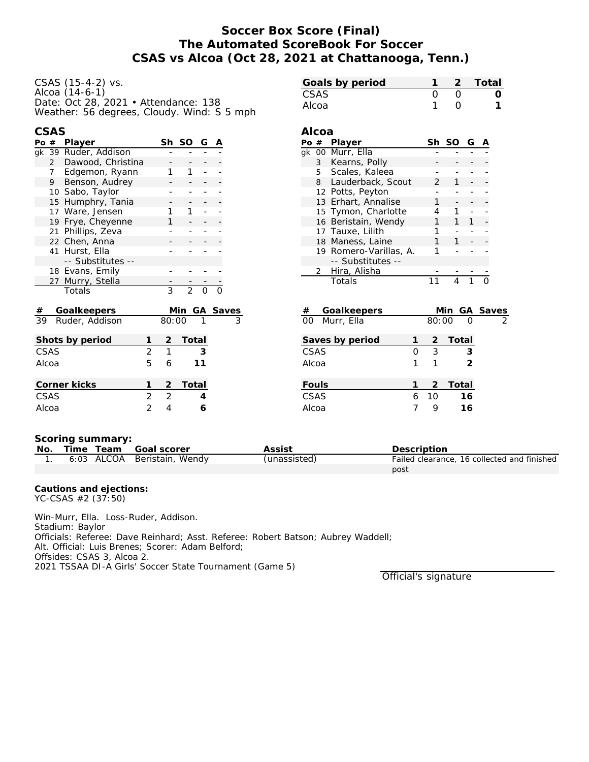# Soccer Box Score (Final)
## The Automated ScoreBook For Soccer
## CSAS vs Alcoa (Oct 28, 2021 at Chattanooga, Tenn.)

CSAS (15-4-2) vs.
Alcoa (14-6-1)
Date: Oct 28, 2021 • Attendance: 138
Weather: 56 degrees, Cloudy. Wind: S 5 mph

| Goals by period | 1 | 2 | Total |
|---|---|---|---|
| CSAS | 0 | 0 | **0** |
| Alcoa | 1 | 0 | **1** |

### CSAS

| Po | # | Player | Sh | SO | G | A |
|---|---|---|---|---|---|---|
| gk | 39 | Ruder, Addison | - | - | - | - |
| | 2 | Dawood, Christina | - | - | - | - |
| | 7 | Edgemon, Ryann | 1 | 1 | - | - |
| | 9 | Benson, Audrey | - | - | - | - |
| | 10 | Sabo, Taylor | - | - | - | - |
| | 15 | Humphry, Tania | - | - | - | - |
| | 17 | Ware, Jensen | 1 | 1 | - | - |
| | 19 | Frye, Cheyenne | 1 | - | - | - |
| | 21 | Phillips, Zeva | - | - | - | - |
| | 22 | Chen, Anna | - | - | - | - |
| | 41 | Hurst, Ella | - | - | - | - |
| | | -- Substitutes -- | | | | |
| | 18 | Evans, Emily | - | - | - | - |
| | 27 | Murry, Stella | - | - | - | - |
| | | Totals | 3 | 2 | 0 | 0 |

### Alcoa

| Po | # | Player | Sh | SO | G | A |
|---|---|---|---|---|---|---|
| gk | 00 | Murr, Ella | - | - | - | - |
| | 3 | Kearns, Polly | - | - | - | - |
| | 5 | Scales, Kaleea | - | - | - | - |
| | 8 | Lauderback, Scout | 2 | 1 | - | - |
| | 12 | Potts, Peyton | - | - | - | - |
| | 13 | Erhart, Annalise | 1 | - | - | - |
| | 15 | Tymon, Charlotte | 4 | 1 | - | - |
| | 16 | Beristain, Wendy | 1 | 1 | 1 | - |
| | 17 | Tauxe, Lilith | 1 | - | - | - |
| | 18 | Maness, Laine | 1 | 1 | - | - |
| | 19 | Romero-Varillas, A. | 1 | - | - | - |
| | | -- Substitutes -- | | | | |
| | 2 | Hira, Alisha | - | - | - | - |
| | | Totals | 11 | 4 | 1 | 0 |

| # | Goalkeepers | Min | GA | Saves |
|---|---|---|---|---|
| 39 | Ruder, Addison | 80:00 | 1 | 3 |

| # | Goalkeepers | Min | GA | Saves |
|---|---|---|---|---|
| 00 | Murr, Ella | 80:00 | 0 | 2 |

| Shots by period | 1 | 2 | Total |
|---|---|---|---|
| CSAS | 2 | 1 | **3** |
| Alcoa | 5 | 6 | **11** |

| Saves by period | 1 | 2 | Total |
|---|---|---|---|
| CSAS | 0 | 3 | **3** |
| Alcoa | 1 | 1 | **2** |

| Corner kicks | 1 | 2 | Total |
|---|---|---|---|
| CSAS | 2 | 2 | **4** |
| Alcoa | 2 | 4 | **6** |

| Fouls | 1 | 2 | Total |
|---|---|---|---|
| CSAS | 6 | 10 | **16** |
| Alcoa | 7 | 9 | **16** |

**Scoring summary:**

| No. | Time | Team | Goal scorer | Assist | Description |
|---|---|---|---|---|---|
| 1. | 6:03 | ALCOA | Beristain, Wendy | (unassisted) | Failed clearance, 16 collected and finished post |

**Cautions and ejections:**
YC-CSAS #2 (37:50)

Win-Murr, Ella. Loss-Ruder, Addison.
Stadium: Baylor
Officials: Referee: Dave Reinhard; Asst. Referee: Robert Batson; Aubrey Waddell;
Alt. Official: Luis Brenes; Scorer: Adam Belford;
Offsides: CSAS 3, Alcoa 2.
2021 TSSAA DI-A Girls' Soccer State Tournament (Game 5)

Official's signature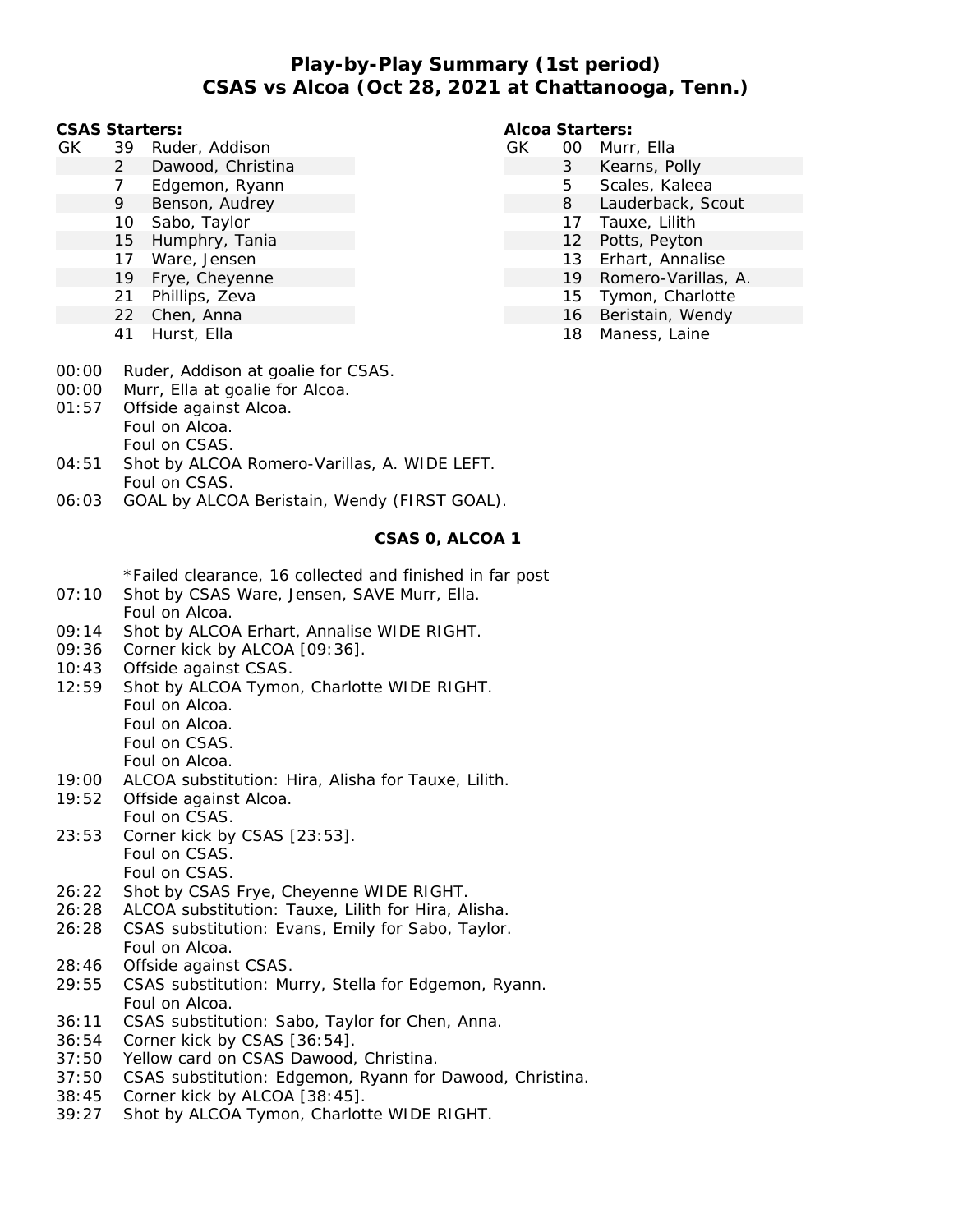# Play-by-Play Summary (1st period)
## CSAS vs Alcoa (Oct 28, 2021 at Chattanooga, Tenn.)

**CSAS Starters:**

| | | |
|---|---|---|
| GK | 39 | Ruder, Addison |
| | 2 | Dawood, Christina |
| | 7 | Edgemon, Ryann |
| | 9 | Benson, Audrey |
| | 10 | Sabo, Taylor |
| | 15 | Humphry, Tania |
| | 17 | Ware, Jensen |
| | 19 | Frye, Cheyenne |
| | 21 | Phillips, Zeva |
| | 22 | Chen, Anna |
| | 41 | Hurst, Ella |

**Alcoa Starters:**

| | | |
|---|---|---|
| GK | 00 | Murr, Ella |
| | 3 | Kearns, Polly |
| | 5 | Scales, Kaleea |
| | 8 | Lauderback, Scout |
| | 17 | Tauxe, Lilith |
| | 12 | Potts, Peyton |
| | 13 | Erhart, Annalise |
| | 19 | Romero-Varillas, A. |
| | 15 | Tymon, Charlotte |
| | 16 | Beristain, Wendy |
| | 18 | Maness, Laine |

00:00 Ruder, Addison at goalie for CSAS.
00:00 Murr, Ella at goalie for Alcoa.
01:57 Offside against Alcoa.
 Foul on Alcoa.
 Foul on CSAS.
04:51 Shot by ALCOA Romero-Varillas, A. WIDE LEFT.
 Foul on CSAS.
06:03 GOAL by ALCOA Beristain, Wendy (FIRST GOAL).

**CSAS 0, ALCOA 1**

 *Failed clearance, 16 collected and finished in far post
07:10 Shot by CSAS Ware, Jensen, SAVE Murr, Ella.
 Foul on Alcoa.
09:14 Shot by ALCOA Erhart, Annalise WIDE RIGHT.
09:36 Corner kick by ALCOA [09:36].
10:43 Offside against CSAS.
12:59 Shot by ALCOA Tymon, Charlotte WIDE RIGHT.
 Foul on Alcoa.
 Foul on Alcoa.
 Foul on CSAS.
 Foul on Alcoa.
19:00 ALCOA substitution: Hira, Alisha for Tauxe, Lilith.
19:52 Offside against Alcoa.
 Foul on CSAS.
23:53 Corner kick by CSAS [23:53].
 Foul on CSAS.
 Foul on CSAS.
26:22 Shot by CSAS Frye, Cheyenne WIDE RIGHT.
26:28 ALCOA substitution: Tauxe, Lilith for Hira, Alisha.
26:28 CSAS substitution: Evans, Emily for Sabo, Taylor.
 Foul on Alcoa.
28:46 Offside against CSAS.
29:55 CSAS substitution: Murry, Stella for Edgemon, Ryann.
 Foul on Alcoa.
36:11 CSAS substitution: Sabo, Taylor for Chen, Anna.
36:54 Corner kick by CSAS [36:54].
37:50 Yellow card on CSAS Dawood, Christina.
37:50 CSAS substitution: Edgemon, Ryann for Dawood, Christina.
38:45 Corner kick by ALCOA [38:45].
39:27 Shot by ALCOA Tymon, Charlotte WIDE RIGHT.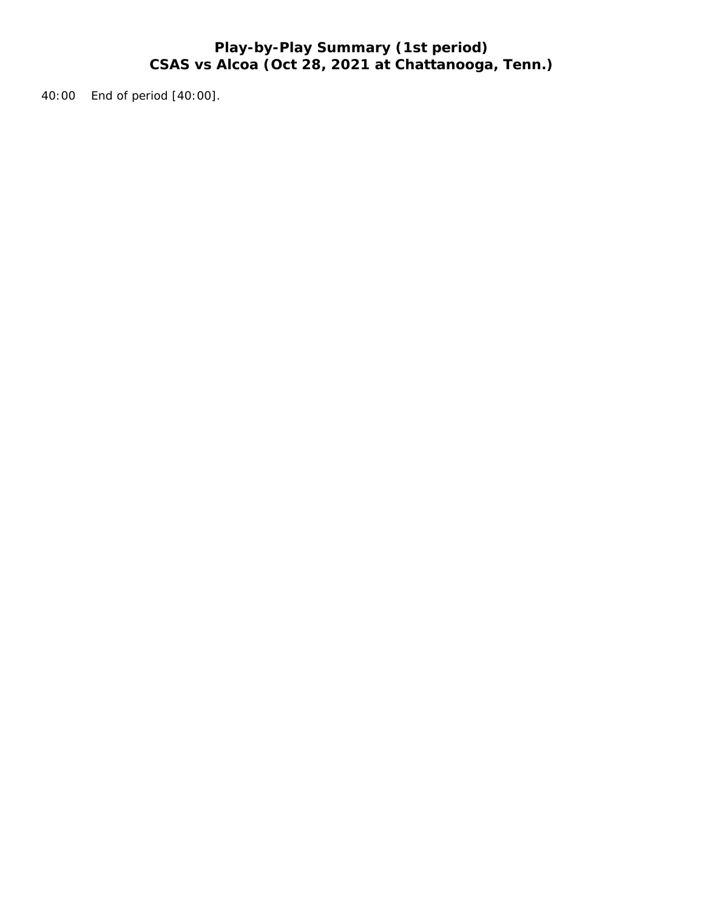# Play-by-Play Summary (1st period)
# CSAS vs Alcoa (Oct 28, 2021 at Chattanooga, Tenn.)

40:00 End of period [40:00].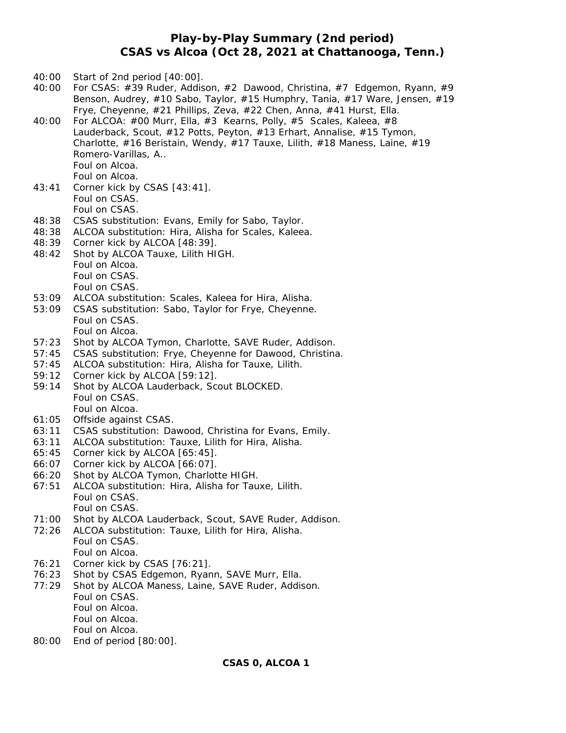## Play-by-Play Summary (2nd period)
## CSAS vs Alcoa (Oct 28, 2021 at Chattanooga, Tenn.)

40:00 Start of 2nd period [40:00].
40:00 For CSAS: #39 Ruder, Addison, #2 Dawood, Christina, #7 Edgemon, Ryann, #9 Benson, Audrey, #10 Sabo, Taylor, #15 Humphry, Tania, #17 Ware, Jensen, #19 Frye, Cheyenne, #21 Phillips, Zeva, #22 Chen, Anna, #41 Hurst, Ella.
40:00 For ALCOA: #00 Murr, Ella, #3 Kearns, Polly, #5 Scales, Kaleea, #8 Lauderback, Scout, #12 Potts, Peyton, #13 Erhart, Annalise, #15 Tymon, Charlotte, #16 Beristain, Wendy, #17 Tauxe, Lilith, #18 Maness, Laine, #19 Romero-Varillas, A..
Foul on Alcoa.
Foul on Alcoa.
43:41 Corner kick by CSAS [43:41].
Foul on CSAS.
Foul on CSAS.
48:38 CSAS substitution: Evans, Emily for Sabo, Taylor.
48:38 ALCOA substitution: Hira, Alisha for Scales, Kaleea.
48:39 Corner kick by ALCOA [48:39].
48:42 Shot by ALCOA Tauxe, Lilith HIGH.
Foul on Alcoa.
Foul on CSAS.
Foul on CSAS.
53:09 ALCOA substitution: Scales, Kaleea for Hira, Alisha.
53:09 CSAS substitution: Sabo, Taylor for Frye, Cheyenne.
Foul on CSAS.
Foul on Alcoa.
57:23 Shot by ALCOA Tymon, Charlotte, SAVE Ruder, Addison.
57:45 CSAS substitution: Frye, Cheyenne for Dawood, Christina.
57:45 ALCOA substitution: Hira, Alisha for Tauxe, Lilith.
59:12 Corner kick by ALCOA [59:12].
59:14 Shot by ALCOA Lauderback, Scout BLOCKED.
Foul on CSAS.
Foul on Alcoa.
61:05 Offside against CSAS.
63:11 CSAS substitution: Dawood, Christina for Evans, Emily.
63:11 ALCOA substitution: Tauxe, Lilith for Hira, Alisha.
65:45 Corner kick by ALCOA [65:45].
66:07 Corner kick by ALCOA [66:07].
66:20 Shot by ALCOA Tymon, Charlotte HIGH.
67:51 ALCOA substitution: Hira, Alisha for Tauxe, Lilith.
Foul on CSAS.
Foul on CSAS.
71:00 Shot by ALCOA Lauderback, Scout, SAVE Ruder, Addison.
72:26 ALCOA substitution: Tauxe, Lilith for Hira, Alisha.
Foul on CSAS.
Foul on Alcoa.
76:21 Corner kick by CSAS [76:21].
76:23 Shot by CSAS Edgemon, Ryann, SAVE Murr, Ella.
77:29 Shot by ALCOA Maness, Laine, SAVE Ruder, Addison.
Foul on CSAS.
Foul on Alcoa.
Foul on Alcoa.
Foul on Alcoa.
80:00 End of period [80:00].

**CSAS 0, ALCOA 1**